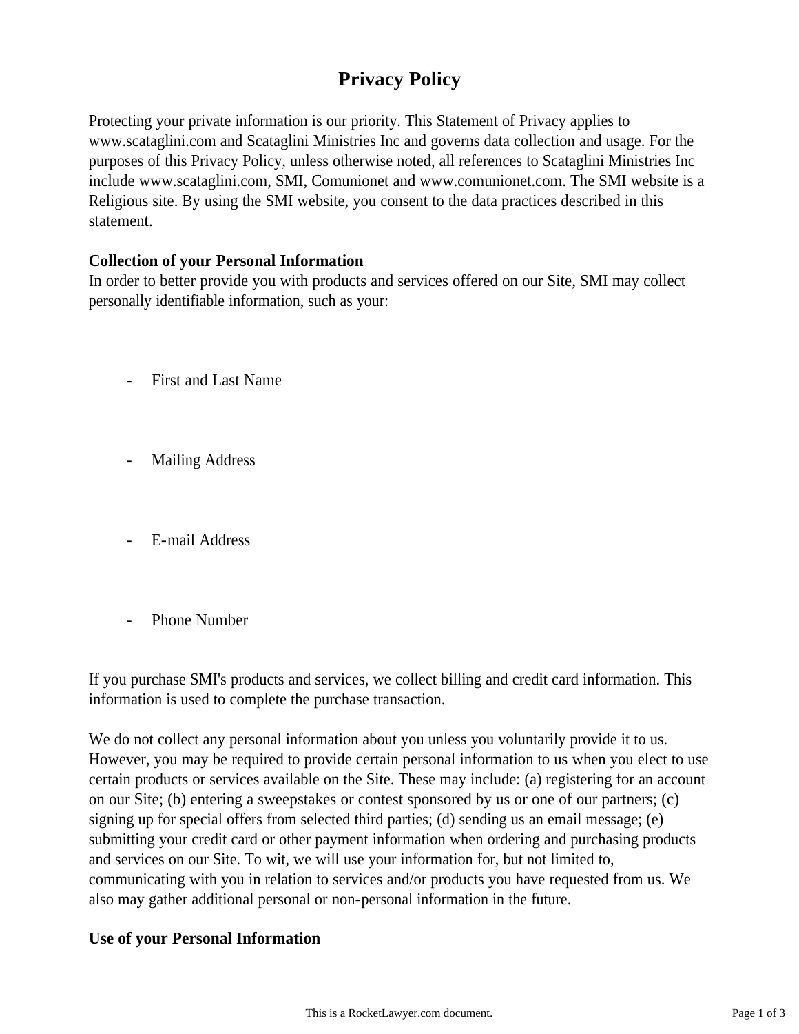# Privacy Policy

Protecting your private information is our priority. This Statement of Privacy applies to www.scataglini.com and Scataglini Ministries Inc and governs data collection and usage. For the purposes of this Privacy Policy, unless otherwise noted, all references to Scataglini Ministries Inc include www.scataglini.com, SMI, Comunionet and www.comunionet.com. The SMI website is a Religious site. By using the SMI website, you consent to the data practices described in this statement.

## Collection of your Personal Information

In order to better provide you with products and services offered on our Site, SMI may collect personally identifiable information, such as your:

- First and Last Name
- Mailing Address
- E-mail Address
- Phone Number

If you purchase SMI's products and services, we collect billing and credit card information. This information is used to complete the purchase transaction.

We do not collect any personal information about you unless you voluntarily provide it to us. However, you may be required to provide certain personal information to us when you elect to use certain products or services available on the Site. These may include: (a) registering for an account on our Site; (b) entering a sweepstakes or contest sponsored by us or one of our partners; (c) signing up for special offers from selected third parties; (d) sending us an email message; (e) submitting your credit card or other payment information when ordering and purchasing products and services on our Site. To wit, we will use your information for, but not limited to, communicating with you in relation to services and/or products you have requested from us. We also may gather additional personal or non-personal information in the future.

## Use of your Personal Information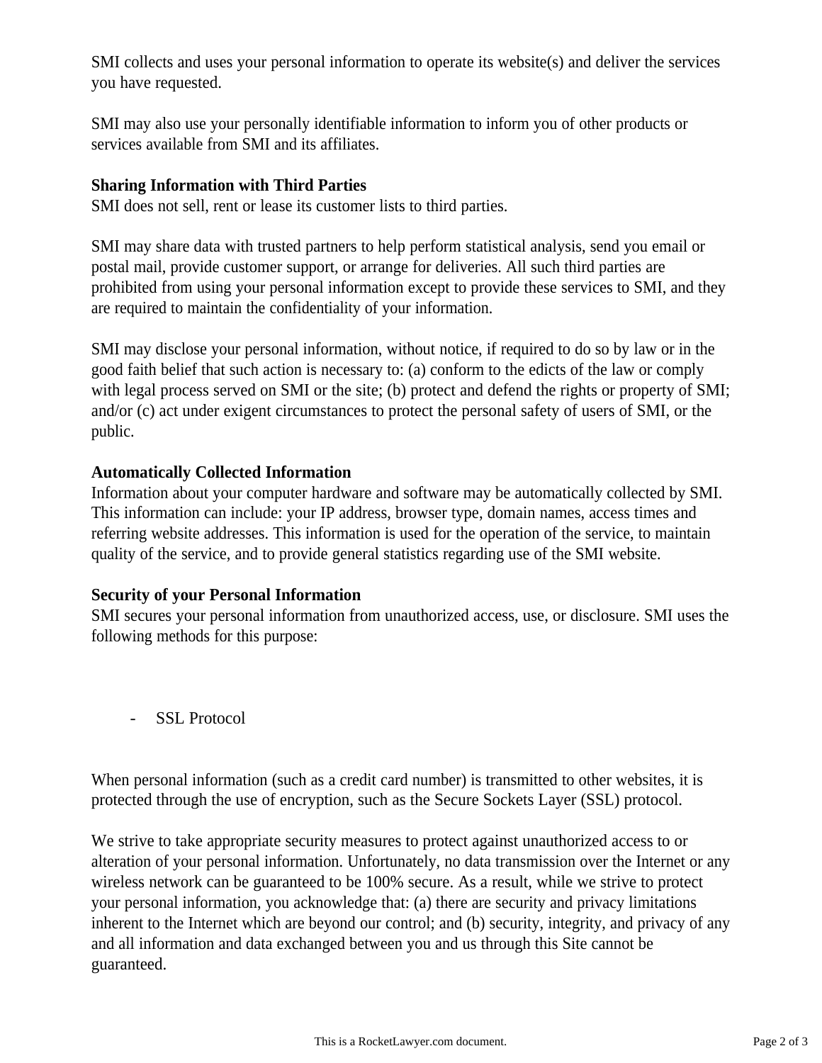SMI collects and uses your personal information to operate its website(s) and deliver the services you have requested.

SMI may also use your personally identifiable information to inform you of other products or services available from SMI and its affiliates.

**Sharing Information with Third Parties**
SMI does not sell, rent or lease its customer lists to third parties.

SMI may share data with trusted partners to help perform statistical analysis, send you email or postal mail, provide customer support, or arrange for deliveries. All such third parties are prohibited from using your personal information except to provide these services to SMI, and they are required to maintain the confidentiality of your information.

SMI may disclose your personal information, without notice, if required to do so by law or in the good faith belief that such action is necessary to: (a) conform to the edicts of the law or comply with legal process served on SMI or the site; (b) protect and defend the rights or property of SMI; and/or (c) act under exigent circumstances to protect the personal safety of users of SMI, or the public.

**Automatically Collected Information**
Information about your computer hardware and software may be automatically collected by SMI. This information can include: your IP address, browser type, domain names, access times and referring website addresses. This information is used for the operation of the service, to maintain quality of the service, and to provide general statistics regarding use of the SMI website.

**Security of your Personal Information**
SMI secures your personal information from unauthorized access, use, or disclosure. SMI uses the following methods for this purpose:

- SSL Protocol

When personal information (such as a credit card number) is transmitted to other websites, it is protected through the use of encryption, such as the Secure Sockets Layer (SSL) protocol.

We strive to take appropriate security measures to protect against unauthorized access to or alteration of your personal information. Unfortunately, no data transmission over the Internet or any wireless network can be guaranteed to be 100% secure. As a result, while we strive to protect your personal information, you acknowledge that: (a) there are security and privacy limitations inherent to the Internet which are beyond our control; and (b) security, integrity, and privacy of any and all information and data exchanged between you and us through this Site cannot be guaranteed.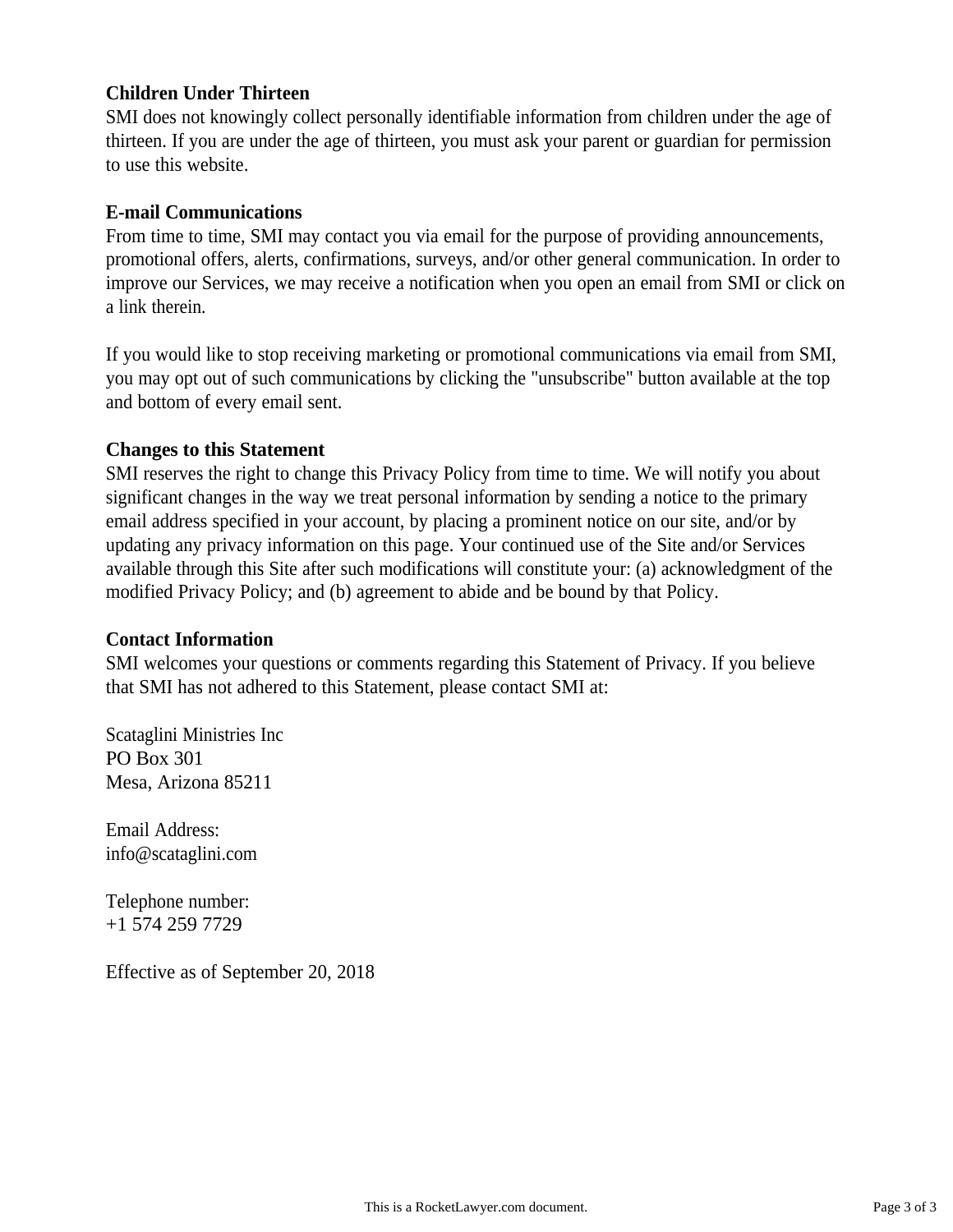**Children Under Thirteen**
SMI does not knowingly collect personally identifiable information from children under the age of thirteen. If you are under the age of thirteen, you must ask your parent or guardian for permission to use this website.

**E-mail Communications**
From time to time, SMI may contact you via email for the purpose of providing announcements, promotional offers, alerts, confirmations, surveys, and/or other general communication. In order to improve our Services, we may receive a notification when you open an email from SMI or click on a link therein.

If you would like to stop receiving marketing or promotional communications via email from SMI, you may opt out of such communications by clicking the "unsubscribe" button available at the top and bottom of every email sent.

**Changes to this Statement**
SMI reserves the right to change this Privacy Policy from time to time. We will notify you about significant changes in the way we treat personal information by sending a notice to the primary email address specified in your account, by placing a prominent notice on our site, and/or by updating any privacy information on this page. Your continued use of the Site and/or Services available through this Site after such modifications will constitute your: (a) acknowledgment of the modified Privacy Policy; and (b) agreement to abide and be bound by that Policy.

**Contact Information**
SMI welcomes your questions or comments regarding this Statement of Privacy. If you believe that SMI has not adhered to this Statement, please contact SMI at:

Scataglini Ministries Inc
PO Box 301
Mesa, Arizona 85211

Email Address:
info@scataglini.com

Telephone number:
+1 574 259 7729

Effective as of September 20, 2018

This is a RocketLawyer.com document.